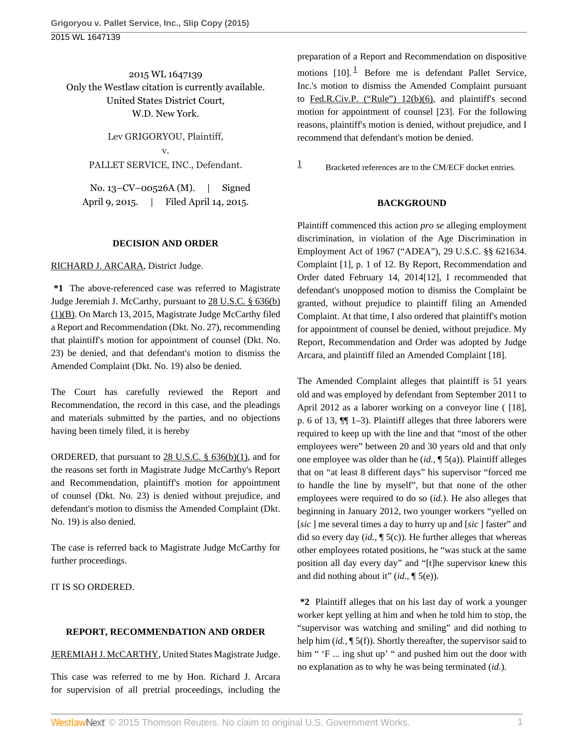2015 WL 1647139
Only the Westlaw citation is currently available.
United States District Court,
W.D. New York.

Lev GRIGORYOU, Plaintiff,
v.
PALLET SERVICE, INC., Defendant.

No. 13–CV–00526A (M). | Signed April 9, 2015. | Filed April 14, 2015.

## DECISION AND ORDER

RICHARD J. ARCARA, District Judge.

**\*1** The above-referenced case was referred to Magistrate Judge Jeremiah J. McCarthy, pursuant to 28 U.S.C. § 636(b)(1)(B). On March 13, 2015, Magistrate Judge McCarthy filed a Report and Recommendation (Dkt. No. 27), recommending that plaintiff's motion for appointment of counsel (Dkt. No. 23) be denied, and that defendant's motion to dismiss the Amended Complaint (Dkt. No. 19) also be denied.

The Court has carefully reviewed the Report and Recommendation, the record in this case, and the pleadings and materials submitted by the parties, and no objections having been timely filed, it is hereby

ORDERED, that pursuant to 28 U.S.C. § 636(b)(1), and for the reasons set forth in Magistrate Judge McCarthy's Report and Recommendation, plaintiff's motion for appointment of counsel (Dkt. No. 23) is denied without prejudice, and defendant's motion to dismiss the Amended Complaint (Dkt. No. 19) is also denied.

The case is referred back to Magistrate Judge McCarthy for further proceedings.

IT IS SO ORDERED.

## REPORT, RECOMMENDATION AND ORDER

JEREMIAH J. McCARTHY, United States Magistrate Judge.

This case was referred to me by Hon. Richard J. Arcara for supervision of all pretrial proceedings, including the preparation of a Report and Recommendation on dispositive motions [10].[1] Before me is defendant Pallet Service, Inc.'s motion to dismiss the Amended Complaint pursuant to Fed.R.Civ.P. ("Rule") 12(b)(6), and plaintiff's second motion for appointment of counsel [23]. For the following reasons, plaintiff's motion is denied, without prejudice, and I recommend that defendant's motion be denied.

[1] Bracketed references are to the CM/ECF docket entries.

## BACKGROUND

Plaintiff commenced this action *pro se* alleging employment discrimination, in violation of the Age Discrimination in Employment Act of 1967 ("ADEA"), 29 U.S.C. §§ 621634. Complaint [1], p. 1 of 12. By Report, Recommendation and Order dated February 14, 2014[12], I recommended that defendant's unopposed motion to dismiss the Complaint be granted, without prejudice to plaintiff filing an Amended Complaint. At that time, I also ordered that plaintiff's motion for appointment of counsel be denied, without prejudice. My Report, Recommendation and Order was adopted by Judge Arcara, and plaintiff filed an Amended Complaint [18].

The Amended Complaint alleges that plaintiff is 51 years old and was employed by defendant from September 2011 to April 2012 as a laborer working on a conveyor line ( [18], p. 6 of 13, ¶¶ 1–3). Plaintiff alleges that three laborers were required to keep up with the line and that "most of the other employees were" between 20 and 30 years old and that only one employee was older than he (*id.*, ¶ 5(a)). Plaintiff alleges that on "at least 8 different days" his supervisor "forced me to handle the line by myself", but that none of the other employees were required to do so (*id.*). He also alleges that beginning in January 2012, two younger workers "yelled on [*sic* ] me several times a day to hurry up and [*sic* ] faster" and did so every day (*id.*, ¶ 5(c)). He further alleges that whereas other employees rotated positions, he "was stuck at the same position all day every day" and "[t]he supervisor knew this and did nothing about it" (*id.*, ¶ 5(e)).

**\*2** Plaintiff alleges that on his last day of work a younger worker kept yelling at him and when he told him to stop, the "supervisor was watching and smiling" and did nothing to help him (*id.*, ¶ 5(f)). Shortly thereafter, the supervisor said to him " 'F ... ing shut up' " and pushed him out the door with no explanation as to why he was being terminated (*id.*).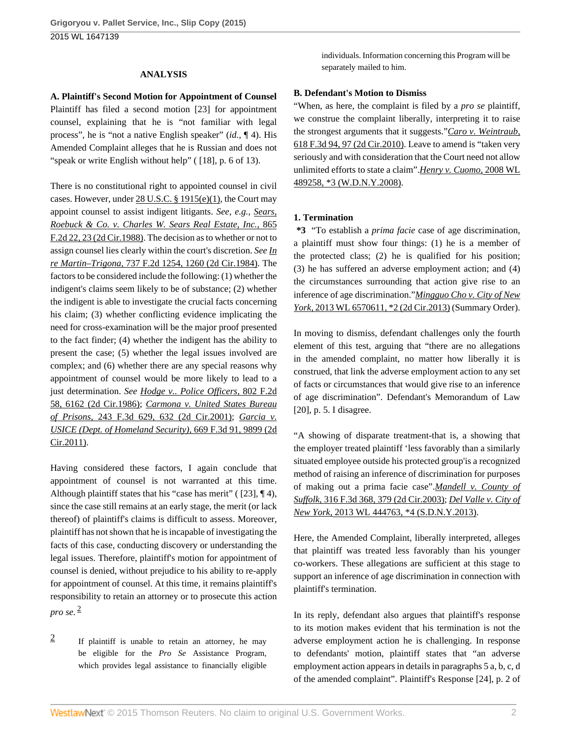## ANALYSIS

**A. Plaintiff's Second Motion for Appointment of Counsel**
Plaintiff has filed a second motion [23] for appointment counsel, explaining that he is "not familiar with legal process", he is "not a native English speaker" (*id.*, ¶ 4). His Amended Complaint alleges that he is Russian and does not "speak or write English without help" ( [18], p. 6 of 13).

There is no constitutional right to appointed counsel in civil cases. However, under 28 U.S.C. § 1915(e)(1), the Court may appoint counsel to assist indigent litigants. *See, e.g., Sears, Roebuck & Co. v. Charles W. Sears Real Estate, Inc.,* 865 F.2d 22, 23 (2d Cir.1988). The decision as to whether or not to assign counsel lies clearly within the court's discretion. *See In re Martin–Trigona*, 737 F.2d 1254, 1260 (2d Cir.1984). The factors to be considered include the following: (1) whether the indigent's claims seem likely to be of substance; (2) whether the indigent is able to investigate the crucial facts concerning his claim; (3) whether conflicting evidence implicating the need for cross-examination will be the major proof presented to the fact finder; (4) whether the indigent has the ability to present the case; (5) whether the legal issues involved are complex; and (6) whether there are any special reasons why appointment of counsel would be more likely to lead to a just determination. *See Hodge v.. Police Officers*, 802 F.2d 58, 6162 (2d Cir.1986); *Carmona v. United States Bureau of Prisons*, 243 F.3d 629, 632 (2d Cir.2001); *Garcia v. USICE (Dept. of Homeland Security)*, 669 F.3d 91, 9899 (2d Cir.2011).

Having considered these factors, I again conclude that appointment of counsel is not warranted at this time. Although plaintiff states that his "case has merit" ( [23], ¶ 4), since the case still remains at an early stage, the merit (or lack thereof) of plaintiff's claims is difficult to assess. Moreover, plaintiff has not shown that he is incapable of investigating the facts of this case, conducting discovery or understanding the legal issues. Therefore, plaintiff's motion for appointment of counsel is denied, without prejudice to his ability to re-apply for appointment of counsel. At this time, it remains plaintiff's responsibility to retain an attorney or to prosecute this action *pro se.* [2]

[2] If plaintiff is unable to retain an attorney, he may be eligible for the *Pro Se* Assistance Program, which provides legal assistance to financially eligible individuals. Information concerning this Program will be separately mailed to him.

**B. Defendant's Motion to Dismiss**
"When, as here, the complaint is filed by a *pro se* plaintiff, we construe the complaint liberally, interpreting it to raise the strongest arguments that it suggests."*Caro v. Weintraub*, 618 F.3d 94, 97 (2d Cir.2010). Leave to amend is "taken very seriously and with consideration that the Court need not allow unlimited efforts to state a claim".*Henry v. Cuomo*, 2008 WL 489258, *3 (W.D.N.Y.2008).

**1. Termination**
**\*3** "To establish a *prima facie* case of age discrimination, a plaintiff must show four things: (1) he is a member of the protected class; (2) he is qualified for his position; (3) he has suffered an adverse employment action; and (4) the circumstances surrounding that action give rise to an inference of age discrimination."*Mingguo Cho v. City of New York*, 2013 WL 6570611, *2 (2d Cir.2013) (Summary Order).

In moving to dismiss, defendant challenges only the fourth element of this test, arguing that "there are no allegations in the amended complaint, no matter how liberally it is construed, that link the adverse employment action to any set of facts or circumstances that would give rise to an inference of age discrimination". Defendant's Memorandum of Law [20], p. 5. I disagree.

"A showing of disparate treatment-that is, a showing that the employer treated plaintiff 'less favorably than a similarly situated employee outside his protected group'is a recognized method of raising an inference of discrimination for purposes of making out a prima facie case".*Mandell v. County of Suffolk*, 316 F.3d 368, 379 (2d Cir.2003); *Del Valle v. City of New York*, 2013 WL 444763, *4 (S.D.N.Y.2013).

Here, the Amended Complaint, liberally interpreted, alleges that plaintiff was treated less favorably than his younger co-workers. These allegations are sufficient at this stage to support an inference of age discrimination in connection with plaintiff's termination.

In its reply, defendant also argues that plaintiff's response to its motion makes evident that his termination is not the adverse employment action he is challenging. In response to defendants' motion, plaintiff states that "an adverse employment action appears in details in paragraphs 5 a, b, c, d of the amended complaint". Plaintiff's Response [24], p. 2 of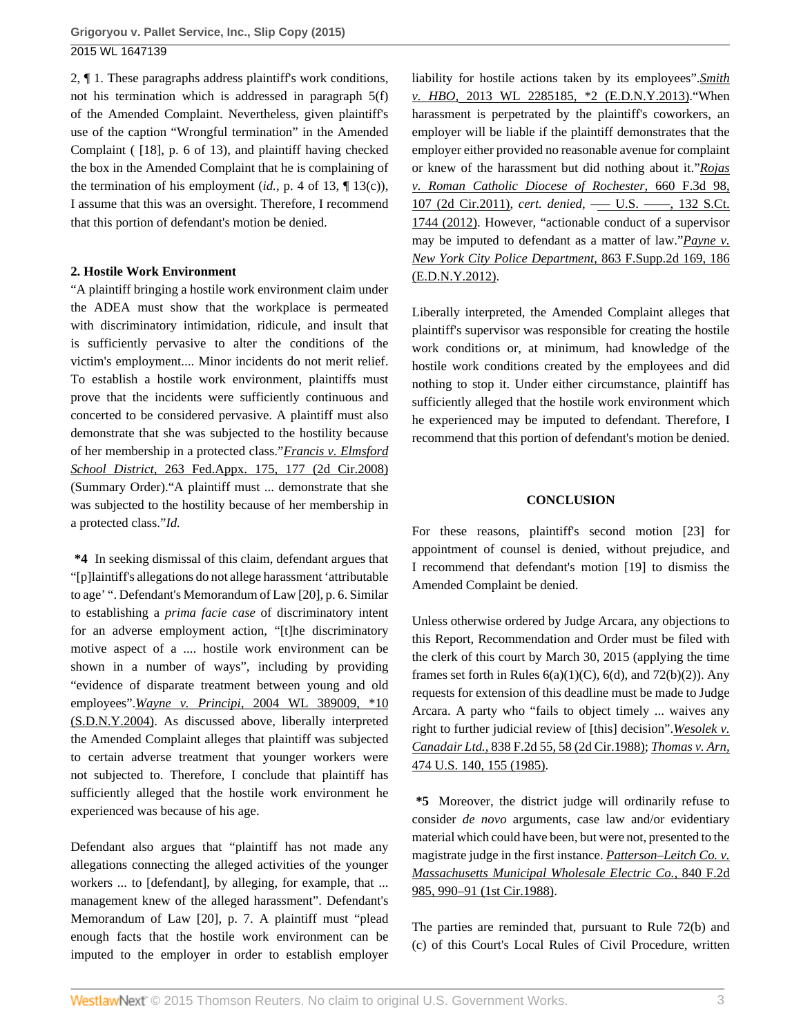2, ¶ 1. These paragraphs address plaintiff's work conditions, not his termination which is addressed in paragraph 5(f) of the Amended Complaint. Nevertheless, given plaintiff's use of the caption "Wrongful termination" in the Amended Complaint ( [18], p. 6 of 13), and plaintiff having checked the box in the Amended Complaint that he is complaining of the termination of his employment (*id.*, p. 4 of 13, ¶ 13(c)), I assume that this was an oversight. Therefore, I recommend that this portion of defendant's motion be denied.

**2. Hostile Work Environment**

"A plaintiff bringing a hostile work environment claim under the ADEA must show that the workplace is permeated with discriminatory intimidation, ridicule, and insult that is sufficiently pervasive to alter the conditions of the victim's employment.... Minor incidents do not merit relief. To establish a hostile work environment, plaintiffs must prove that the incidents were sufficiently continuous and concerted to be considered pervasive. A plaintiff must also demonstrate that she was subjected to the hostility because of her membership in a protected class."*Francis v. Elmsford School District*, 263 Fed.Appx. 175, 177 (2d Cir.2008) (Summary Order)."A plaintiff must ... demonstrate that she was subjected to the hostility because of her membership in a protected class."*Id.*

**\*4** In seeking dismissal of this claim, defendant argues that "[p]laintiff's allegations do not allege harassment 'attributable to age' ". Defendant's Memorandum of Law [20], p. 6. Similar to establishing a *prima facie case* of discriminatory intent for an adverse employment action, "[t]he discriminatory motive aspect of a .... hostile work environment can be shown in a number of ways", including by providing "evidence of disparate treatment between young and old employees".*Wayne v. Principi*, 2004 WL 389009, \*10 (S.D.N.Y.2004). As discussed above, liberally interpreted the Amended Complaint alleges that plaintiff was subjected to certain adverse treatment that younger workers were not subjected to. Therefore, I conclude that plaintiff has sufficiently alleged that the hostile work environment he experienced was because of his age.

Defendant also argues that "plaintiff has not made any allegations connecting the alleged activities of the younger workers ... to [defendant], by alleging, for example, that ... management knew of the alleged harassment". Defendant's Memorandum of Law [20], p. 7. A plaintiff must "plead enough facts that the hostile work environment can be imputed to the employer in order to establish employer liability for hostile actions taken by its employees".*Smith v. HBO*, 2013 WL 2285185, \*2 (E.D.N.Y.2013)."When harassment is perpetrated by the plaintiff's coworkers, an employer will be liable if the plaintiff demonstrates that the employer either provided no reasonable avenue for complaint or knew of the harassment but did nothing about it."*Rojas v. Roman Catholic Diocese of Rochester*, 660 F.3d 98, 107 (2d Cir.2011), *cert. denied*, ––– U.S. ––––, 132 S.Ct. 1744 (2012). However, "actionable conduct of a supervisor may be imputed to defendant as a matter of law."*Payne v. New York City Police Department*, 863 F.Supp.2d 169, 186 (E.D.N.Y.2012).

Liberally interpreted, the Amended Complaint alleges that plaintiff's supervisor was responsible for creating the hostile work conditions or, at minimum, had knowledge of the hostile work conditions created by the employees and did nothing to stop it. Under either circumstance, plaintiff has sufficiently alleged that the hostile work environment which he experienced may be imputed to defendant. Therefore, I recommend that this portion of defendant's motion be denied.

**CONCLUSION**

For these reasons, plaintiff's second motion [23] for appointment of counsel is denied, without prejudice, and I recommend that defendant's motion [19] to dismiss the Amended Complaint be denied.

Unless otherwise ordered by Judge Arcara, any objections to this Report, Recommendation and Order must be filed with the clerk of this court by March 30, 2015 (applying the time frames set forth in Rules 6(a)(1)(C), 6(d), and 72(b)(2)). Any requests for extension of this deadline must be made to Judge Arcara. A party who "fails to object timely ... waives any right to further judicial review of [this] decision".*Wesolek v. Canadair Ltd.*, 838 F.2d 55, 58 (2d Cir.1988); *Thomas v. Arn*, 474 U.S. 140, 155 (1985).

**\*5** Moreover, the district judge will ordinarily refuse to consider *de novo* arguments, case law and/or evidentiary material which could have been, but were not, presented to the magistrate judge in the first instance. *Patterson–Leitch Co. v. Massachusetts Municipal Wholesale Electric Co.*, 840 F.2d 985, 990–91 (1st Cir.1988).

The parties are reminded that, pursuant to Rule 72(b) and (c) of this Court's Local Rules of Civil Procedure, written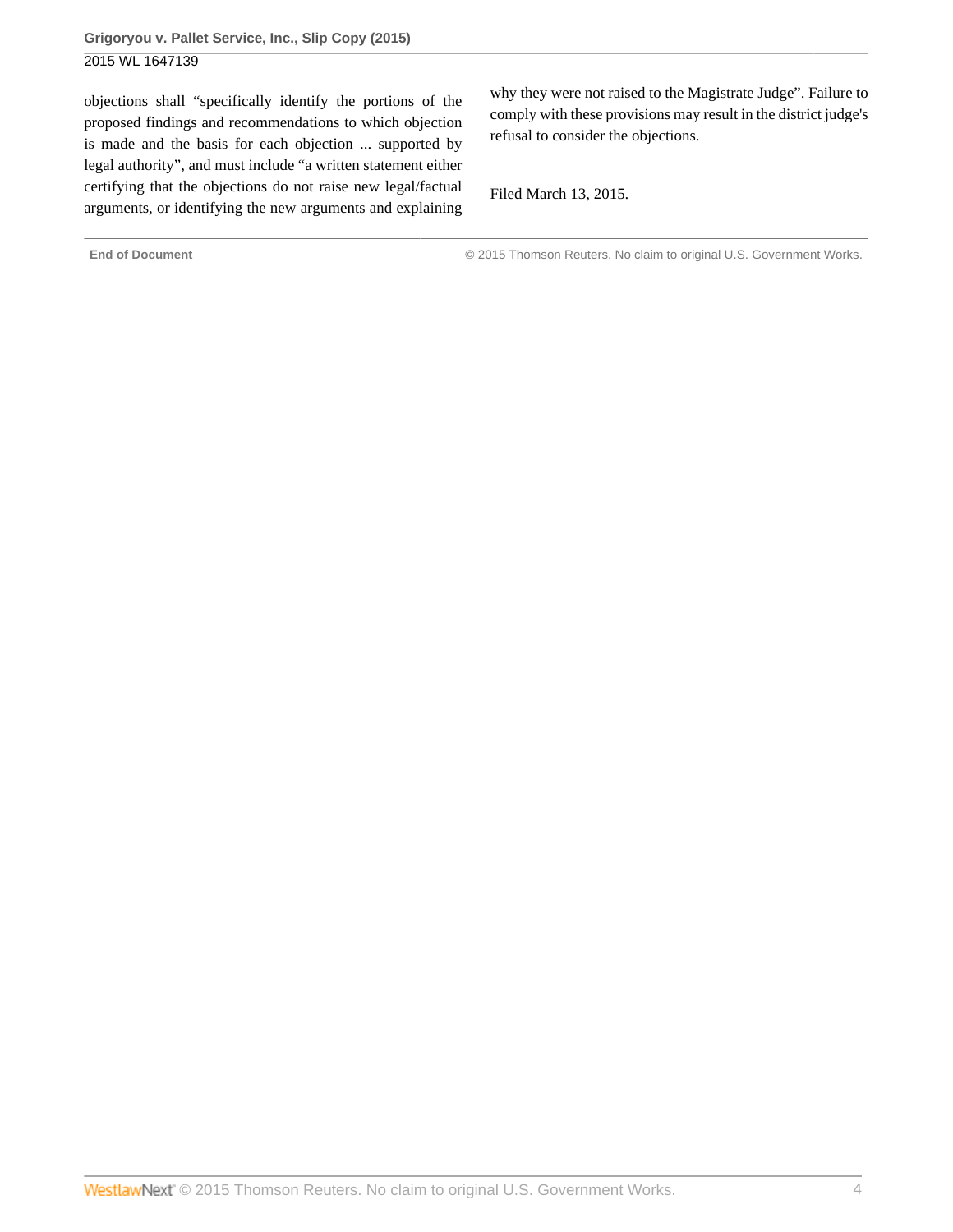objections shall "specifically identify the portions of the proposed findings and recommendations to which objection is made and the basis for each objection ... supported by legal authority", and must include "a written statement either certifying that the objections do not raise new legal/factual arguments, or identifying the new arguments and explaining why they were not raised to the Magistrate Judge". Failure to comply with these provisions may result in the district judge's refusal to consider the objections.

Filed March 13, 2015.

End of Document © 2015 Thomson Reuters. No claim to original U.S. Government Works.